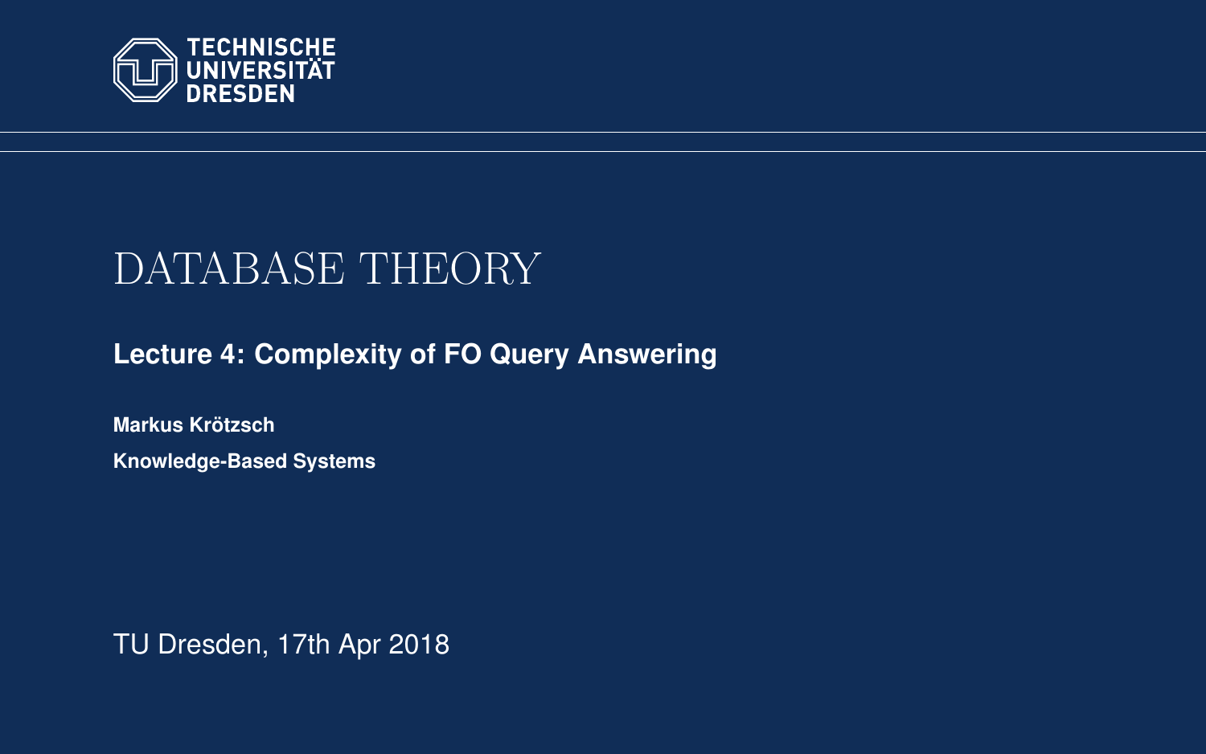TECHNISCHE UNIVERSITÄT DRESDEN

# DATABASE THEORY

**Lecture 4: Complexity of FO Query Answering**

**Markus Krötzsch**

**Knowledge-Based Systems**

TU Dresden, 17th Apr 2018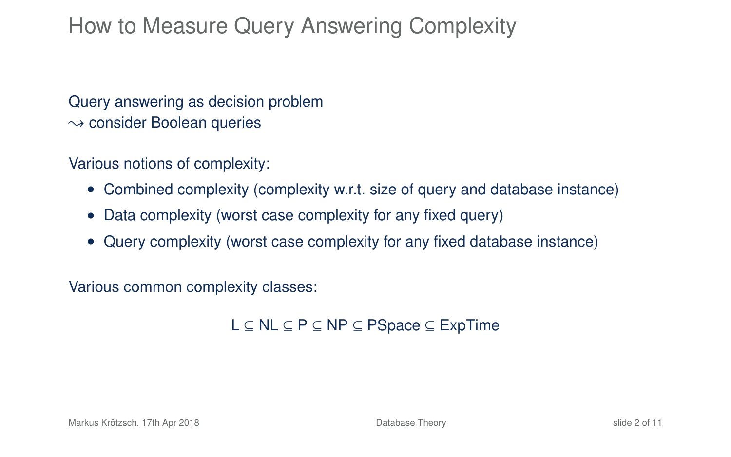# How to Measure Query Answering Complexity

Query answering as decision problem
$\leadsto$ consider Boolean queries

Various notions of complexity:

- Combined complexity (complexity w.r.t. size of query and database instance)
- Data complexity (worst case complexity for any fixed query)
- Query complexity (worst case complexity for any fixed database instance)

Various common complexity classes:

$$\text{L} \subseteq \text{NL} \subseteq \text{P} \subseteq \text{NP} \subseteq \text{PSpace} \subseteq \text{ExpTime}$$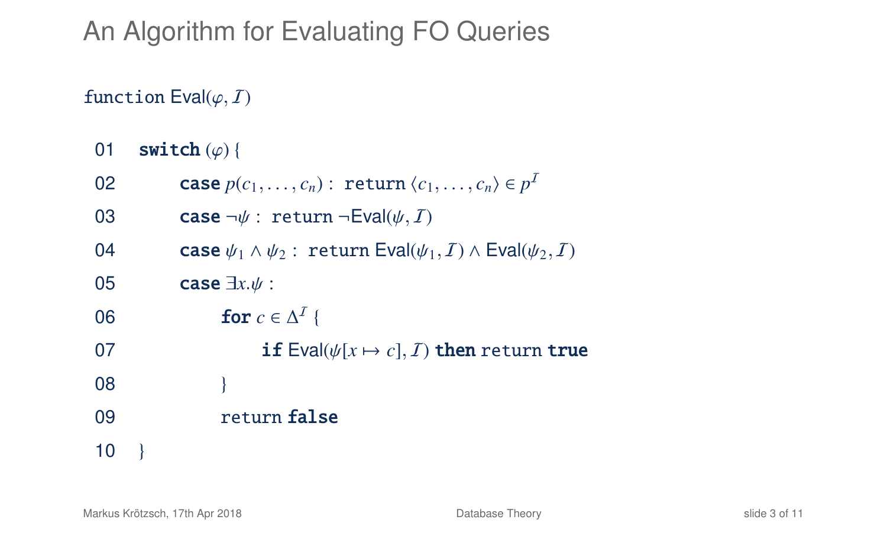# An Algorithm for Evaluating FO Queries

function Eval($\varphi, \mathcal{I}$)

```
01   switch (φ) {
02       case p(c_1, ..., c_n) : return ⟨c_1, ..., c_n⟩ ∈ p^I
03       case ¬ψ : return ¬Eval(ψ, I)
04       case ψ_1 ∧ ψ_2 : return Eval(ψ_1, I) ∧ Eval(ψ_2, I)
05       case ∃x.ψ :
06           for c ∈ Δ^I {
07               if Eval(ψ[x ↦ c], I) then return true
08           }
09           return false
10   }
```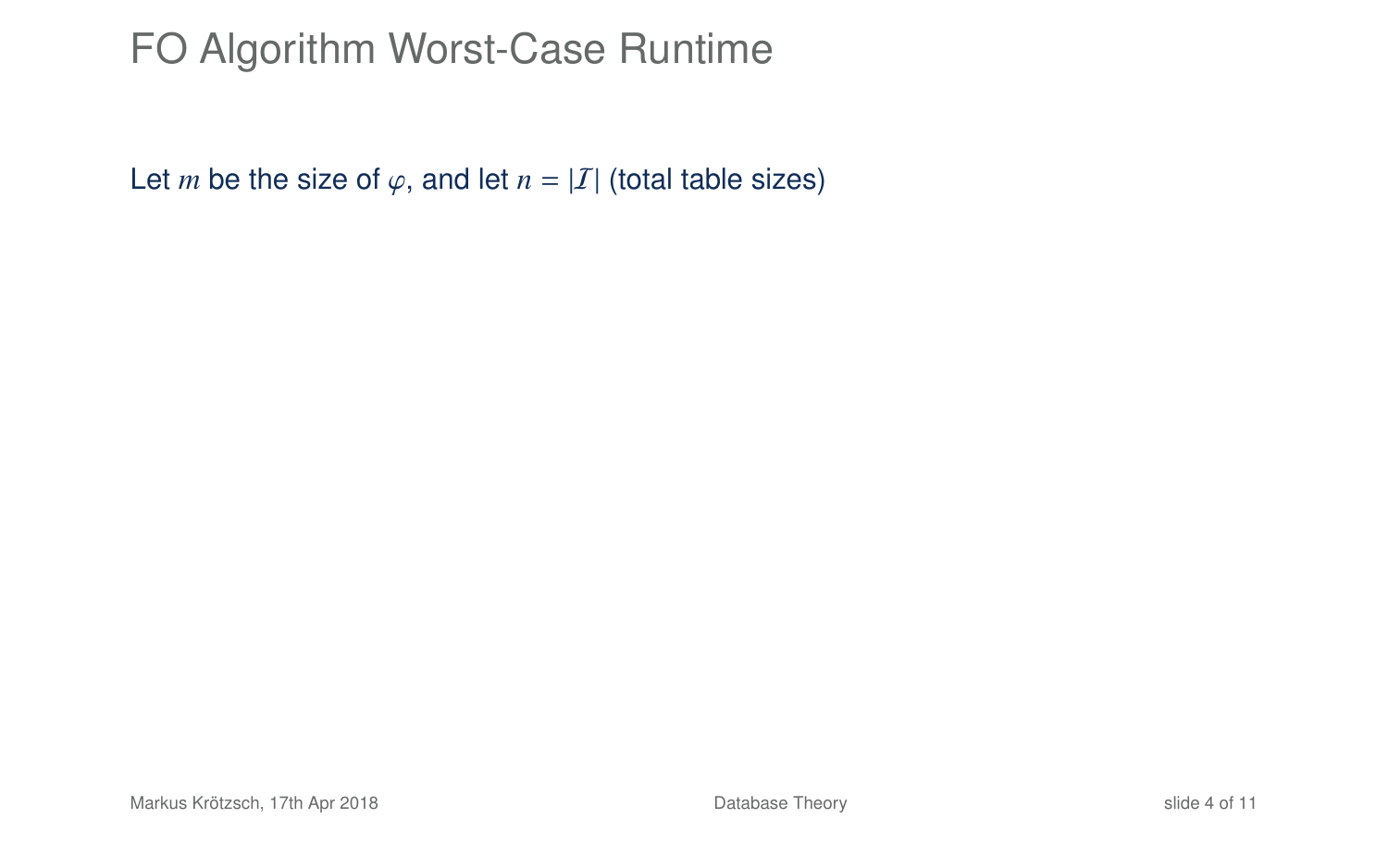# FO Algorithm Worst-Case Runtime

Let $m$ be the size of $\varphi$, and let $n = |\mathcal{I}|$ (total table sizes)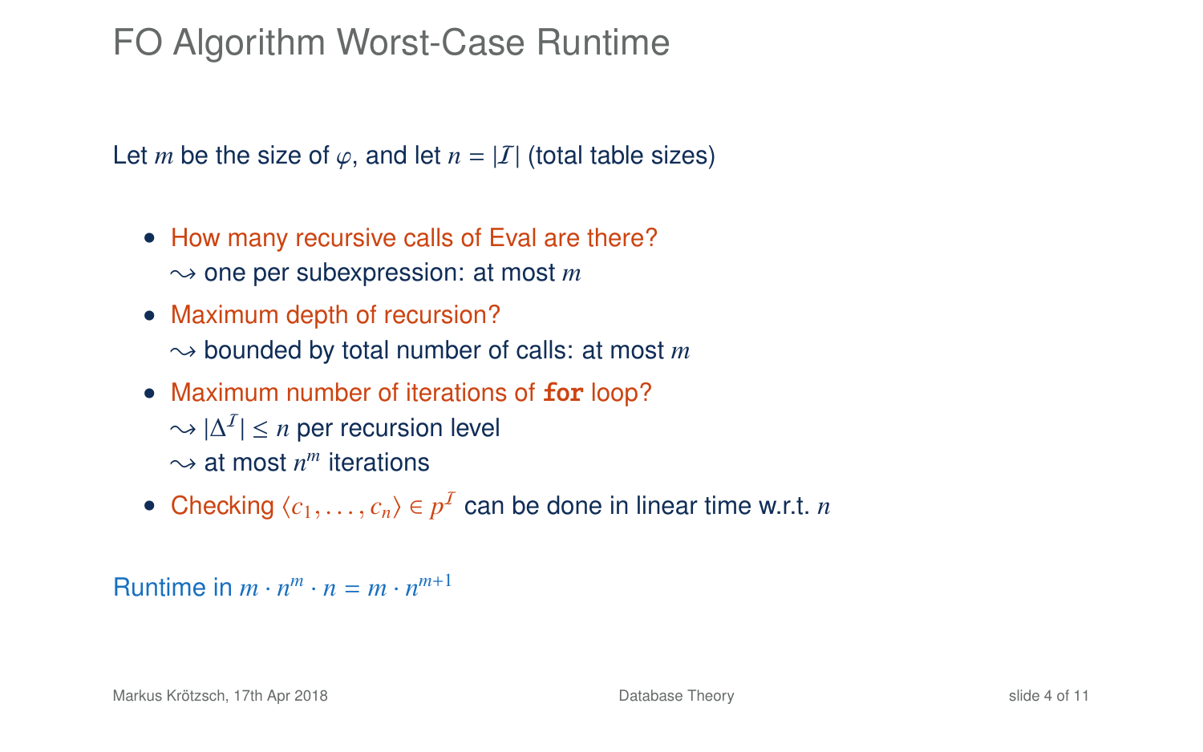# FO Algorithm Worst-Case Runtime

Let $m$ be the size of $\varphi$, and let $n = |\mathcal{I}|$ (total table sizes)

- How many recursive calls of Eval are there?
  $\leadsto$ one per subexpression: at most $m$
- Maximum depth of recursion?
  $\leadsto$ bounded by total number of calls: at most $m$
- Maximum number of iterations of **for** loop?
  $\leadsto$ $|\Delta^{\mathcal{I}}| \leq n$ per recursion level
  $\leadsto$ at most $n^m$ iterations
- Checking $\langle c_1, \ldots, c_n \rangle \in p^{\mathcal{I}}$ can be done in linear time w.r.t. $n$

Runtime in $m \cdot n^m \cdot n = m \cdot n^{m+1}$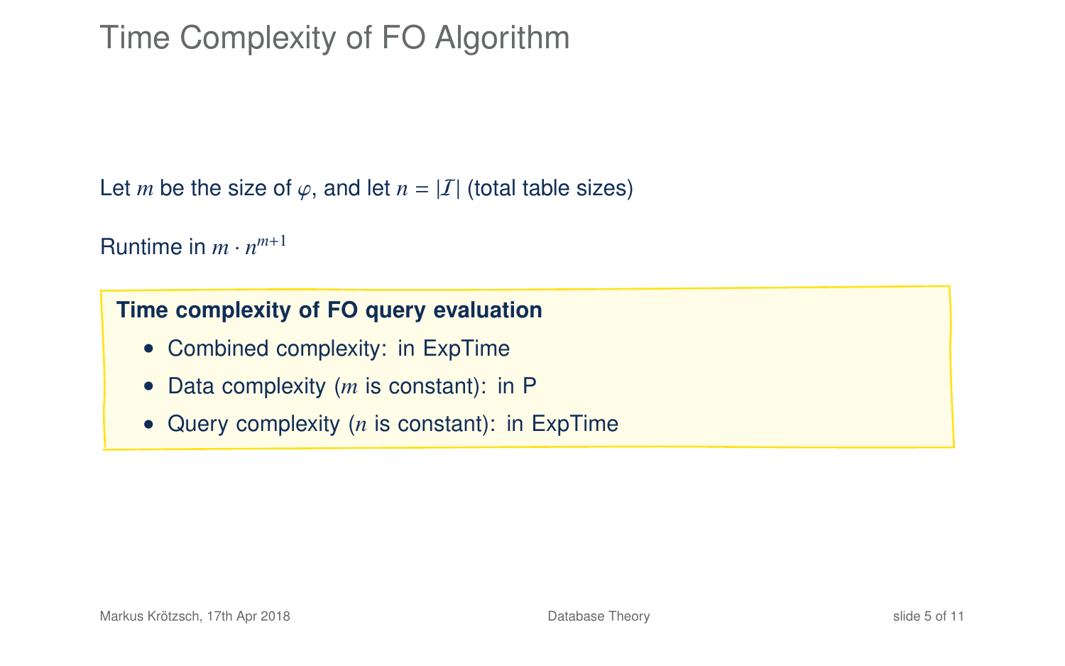# Time Complexity of FO Algorithm

Let $m$ be the size of $\varphi$, and let $n = |\mathcal{I}|$ (total table sizes)

Runtime in $m \cdot n^{m+1}$

**Time complexity of FO query evaluation**

- Combined complexity: in ExpTime
- Data complexity ($m$ is constant): in P
- Query complexity ($n$ is constant): in ExpTime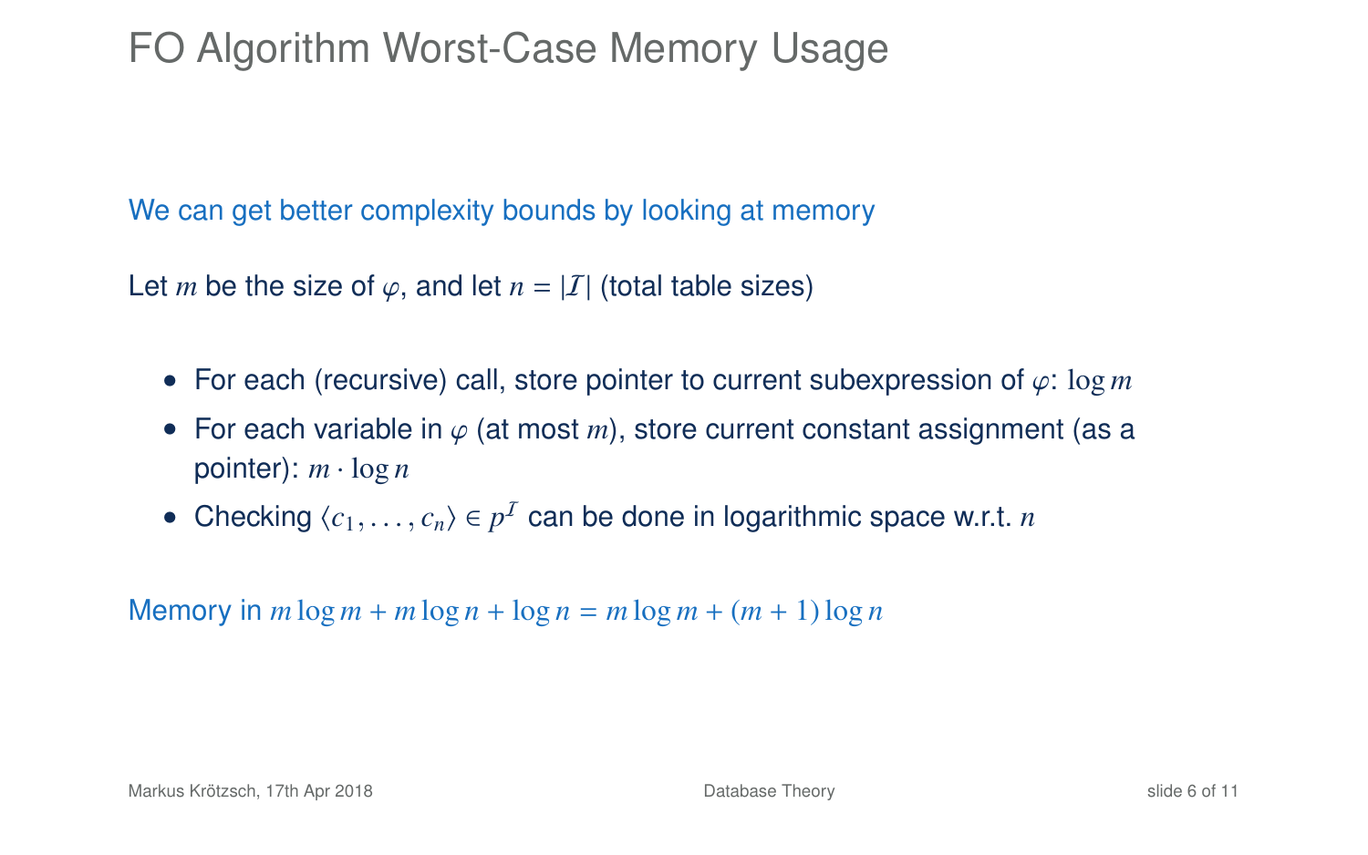# FO Algorithm Worst-Case Memory Usage

We can get better complexity bounds by looking at memory

Let $m$ be the size of $\varphi$, and let $n = |\mathcal{I}|$ (total table sizes)

- For each (recursive) call, store pointer to current subexpression of $\varphi$: $\log m$
- For each variable in $\varphi$ (at most $m$), store current constant assignment (as a pointer): $m \cdot \log n$
- Checking $\langle c_1, \ldots, c_n \rangle \in p^{\mathcal{I}}$ can be done in logarithmic space w.r.t. $n$

Memory in $m \log m + m \log n + \log n = m \log m + (m + 1) \log n$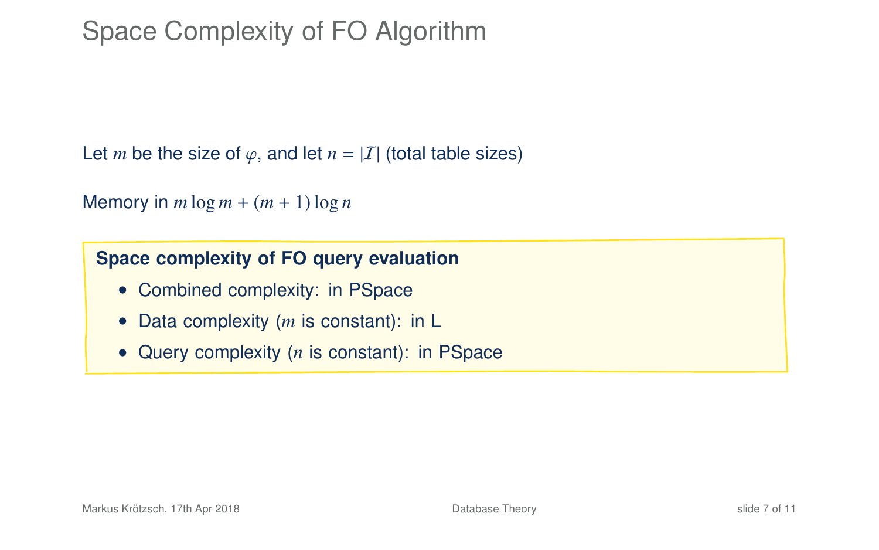# Space Complexity of FO Algorithm

Let $m$ be the size of $\varphi$, and let $n = |\mathcal{I}|$ (total table sizes)

Memory in $m \log m + (m+1) \log n$

**Space complexity of FO query evaluation**

- Combined complexity: in PSpace
- Data complexity ($m$ is constant): in L
- Query complexity ($n$ is constant): in PSpace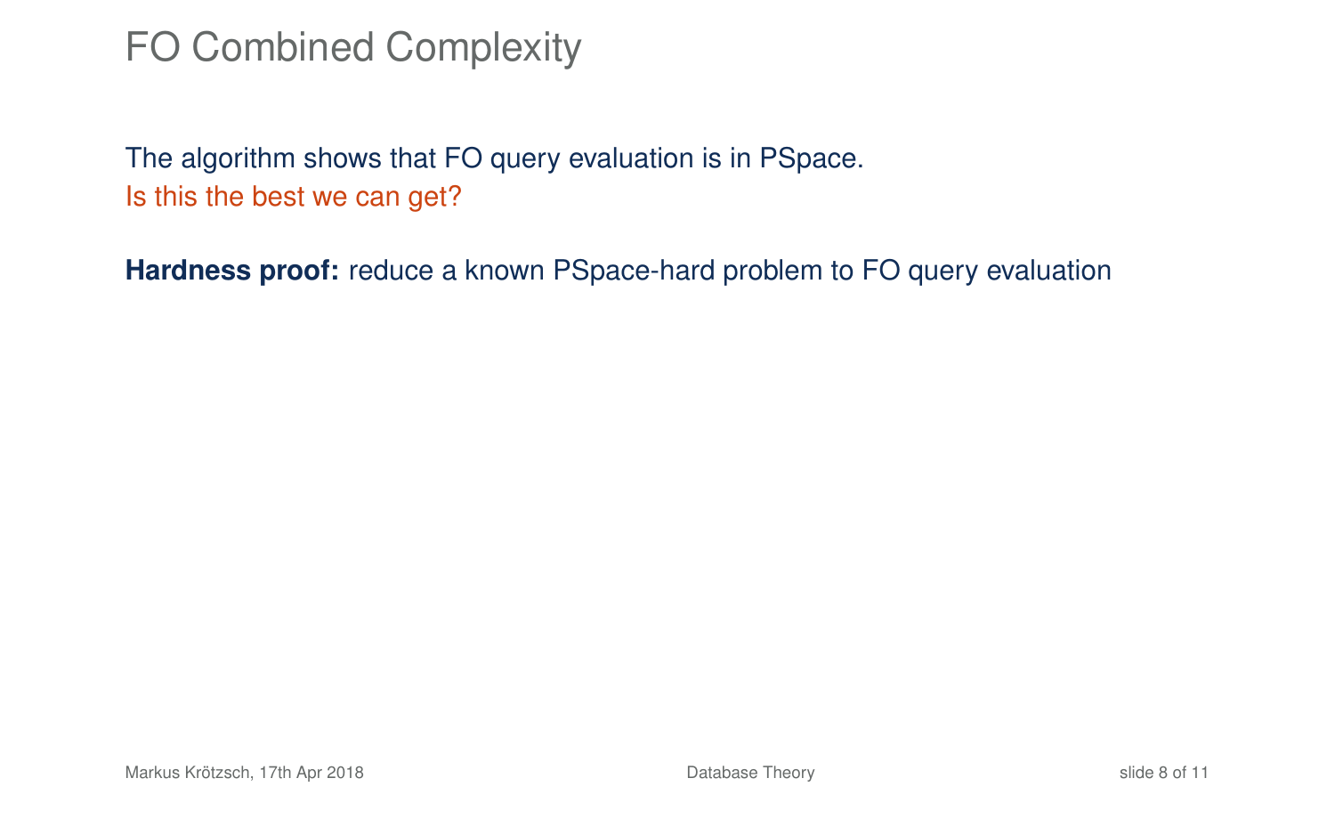# FO Combined Complexity

The algorithm shows that FO query evaluation is in PSpace.
Is this the best we can get?

**Hardness proof:** reduce a known PSpace-hard problem to FO query evaluation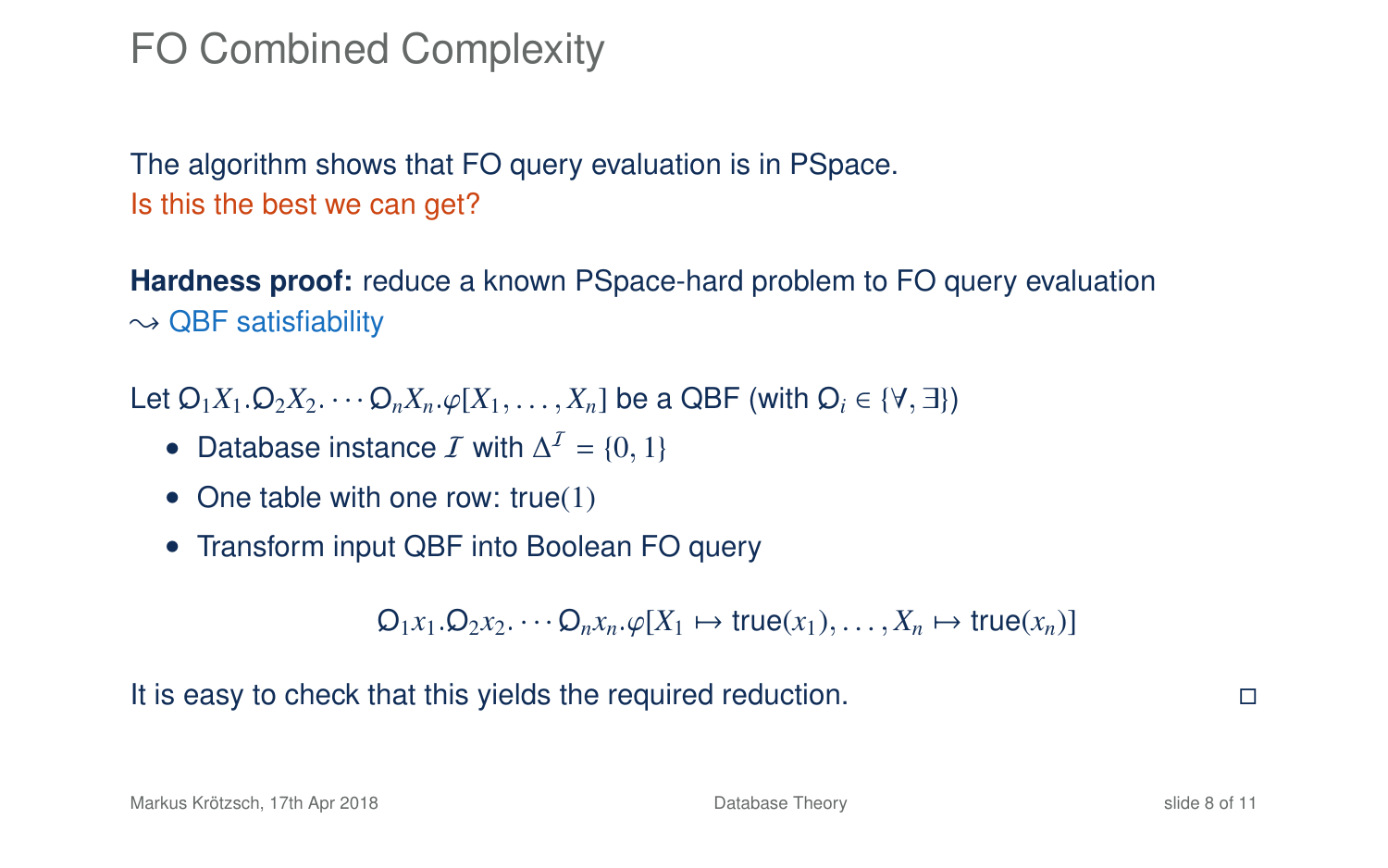# FO Combined Complexity

The algorithm shows that FO query evaluation is in PSpace.
Is this the best we can get?

**Hardness proof:** reduce a known PSpace-hard problem to FO query evaluation
$\rightsquigarrow$ QBF satisfiability

Let $\mathsf{Q}_1 X_1.\mathsf{Q}_2 X_2.\cdots \mathsf{Q}_n X_n.\varphi[X_1, \ldots, X_n]$ be a QBF (with $\mathsf{Q}_i \in \{\forall, \exists\}$)

- Database instance $\mathcal{I}$ with $\Delta^{\mathcal{I}} = \{0, 1\}$
- One table with one row: true$(1)$
- Transform input QBF into Boolean FO query

$$\mathsf{Q}_1 x_1.\mathsf{Q}_2 x_2.\cdots \mathsf{Q}_n x_n.\varphi[X_1 \mapsto \mathsf{true}(x_1), \ldots, X_n \mapsto \mathsf{true}(x_n)]$$

It is easy to check that this yields the required reduction. □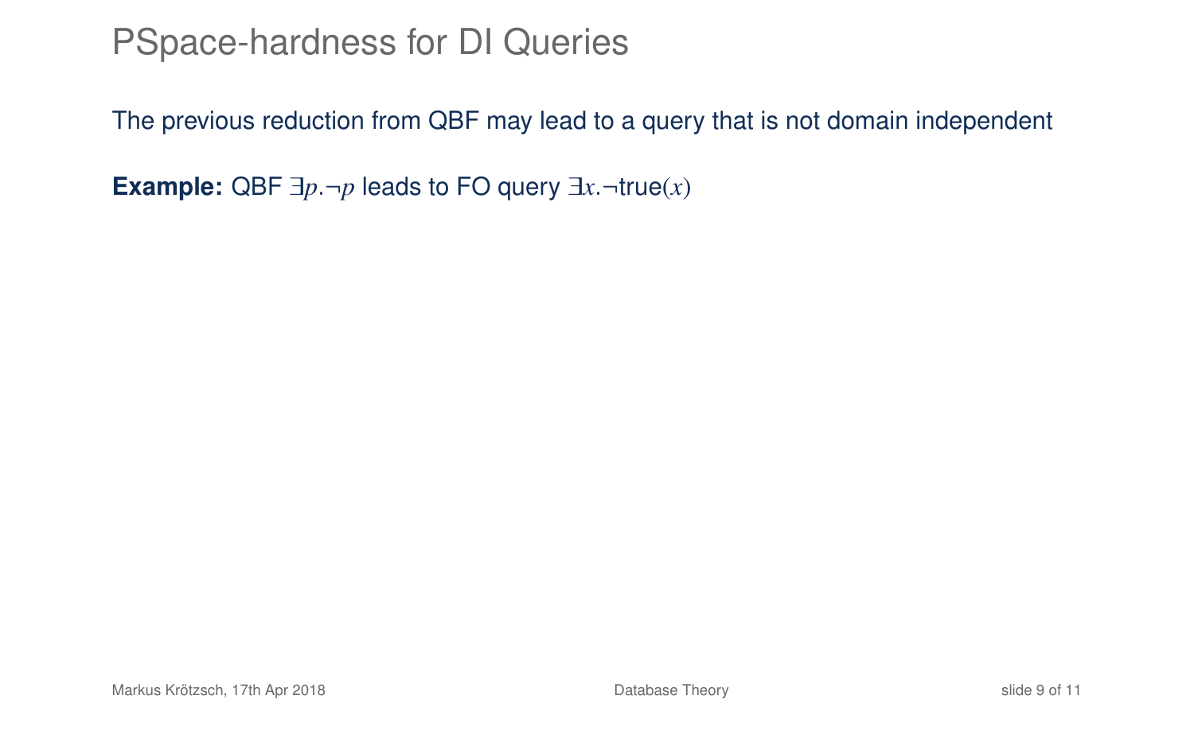# PSpace-hardness for DI Queries

The previous reduction from QBF may lead to a query that is not domain independent

**Example:** QBF $\exists p.\neg p$ leads to FO query $\exists x.\neg\text{true}(x)$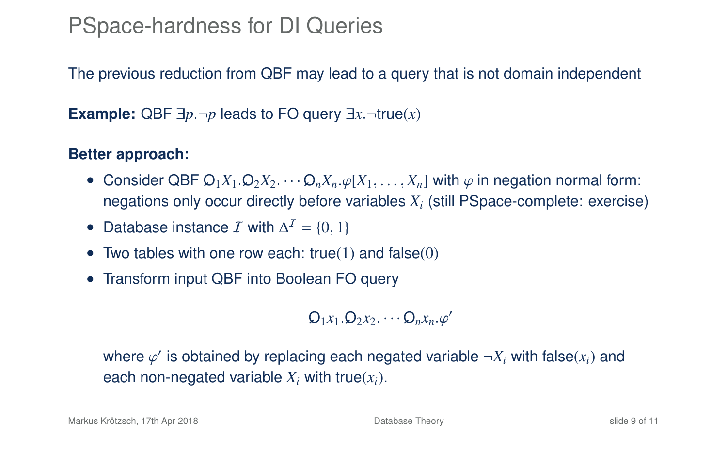# PSpace-hardness for DI Queries

The previous reduction from QBF may lead to a query that is not domain independent

**Example:** QBF $\exists p.\neg p$ leads to FO query $\exists x.\neg\text{true}(x)$

**Better approach:**

- Consider QBF $\mathsf{Q}_1 X_1.\mathsf{Q}_2 X_2.\cdots\mathsf{Q}_n X_n.\varphi[X_1,\ldots,X_n]$ with $\varphi$ in negation normal form: negations only occur directly before variables $X_i$ (still PSpace-complete: exercise)
- Database instance $\mathcal{I}$ with $\Delta^{\mathcal{I}} = \{0, 1\}$
- Two tables with one row each: true$(1)$ and false$(0)$
- Transform input QBF into Boolean FO query

$$\mathsf{Q}_1 x_1.\mathsf{Q}_2 x_2.\cdots\mathsf{Q}_n x_n.\varphi'$$

where $\varphi'$ is obtained by replacing each negated variable $\neg X_i$ with false$(x_i)$ and each non-negated variable $X_i$ with true$(x_i)$.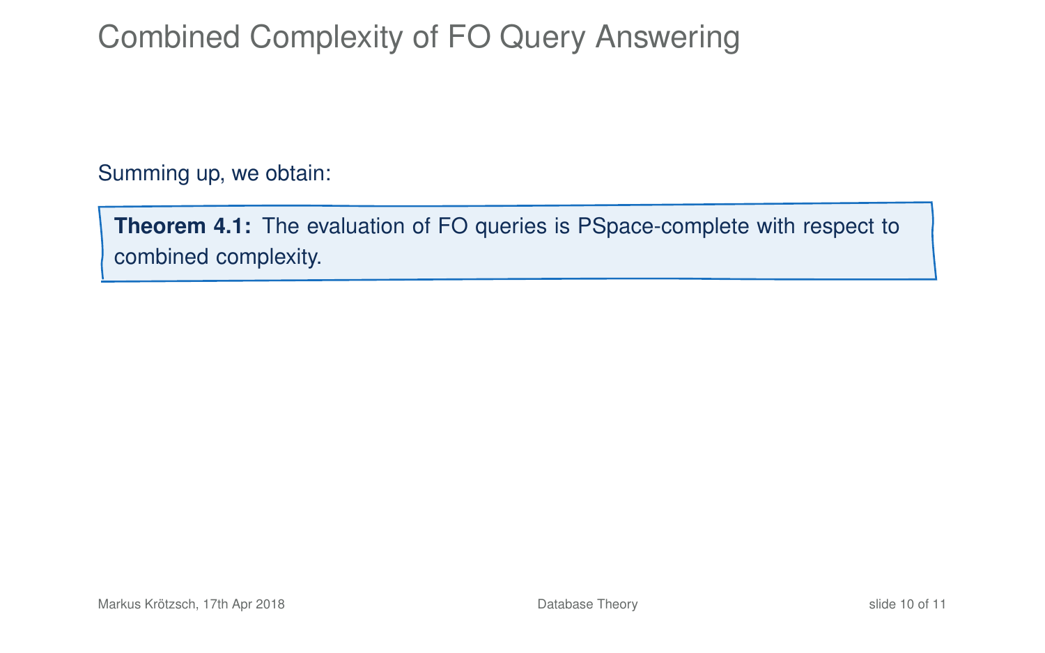# Combined Complexity of FO Query Answering

Summing up, we obtain:

> **Theorem 4.1:** The evaluation of FO queries is PSpace-complete with respect to combined complexity.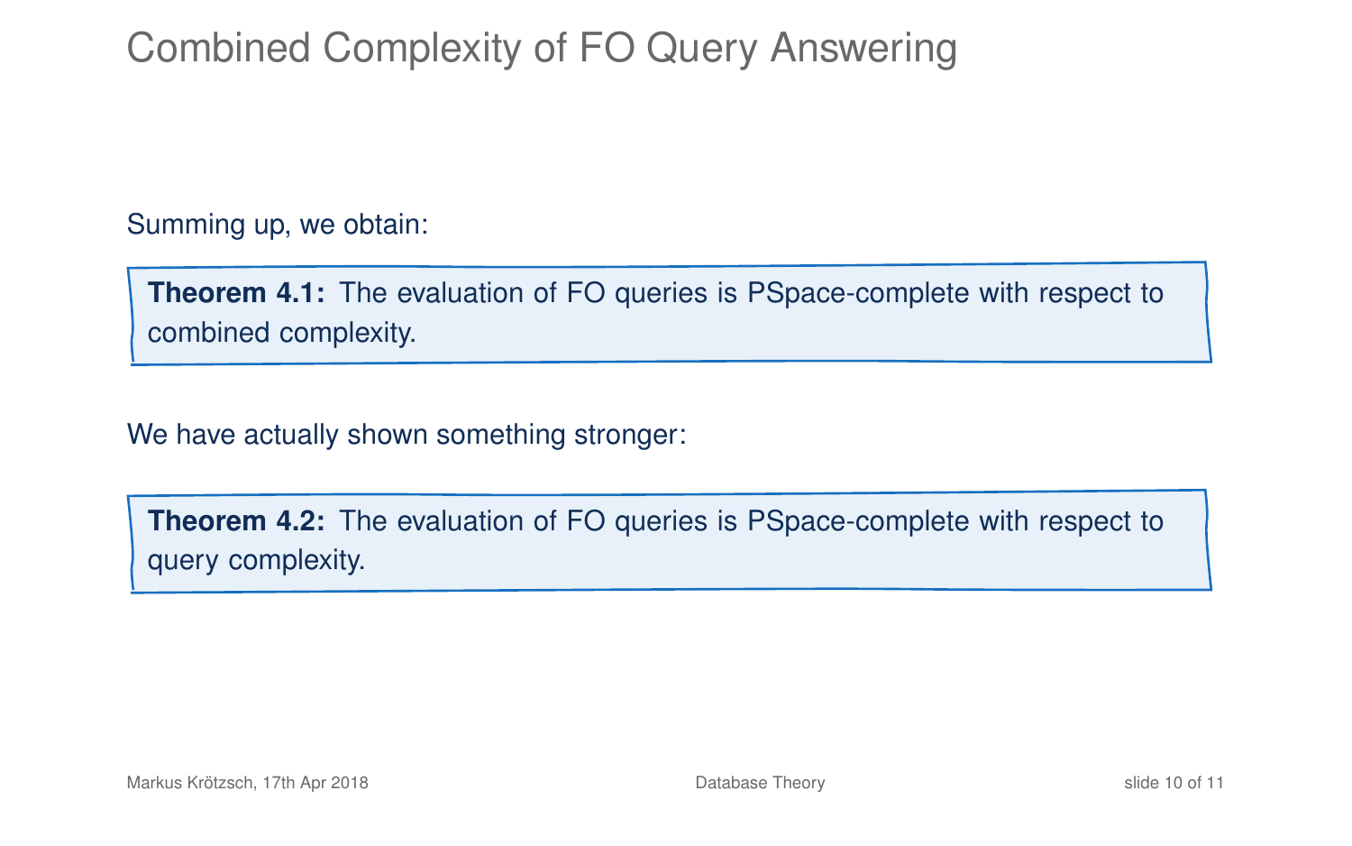# Combined Complexity of FO Query Answering

Summing up, we obtain:

> **Theorem 4.1:** The evaluation of FO queries is PSpace-complete with respect to combined complexity.

We have actually shown something stronger:

> **Theorem 4.2:** The evaluation of FO queries is PSpace-complete with respect to query complexity.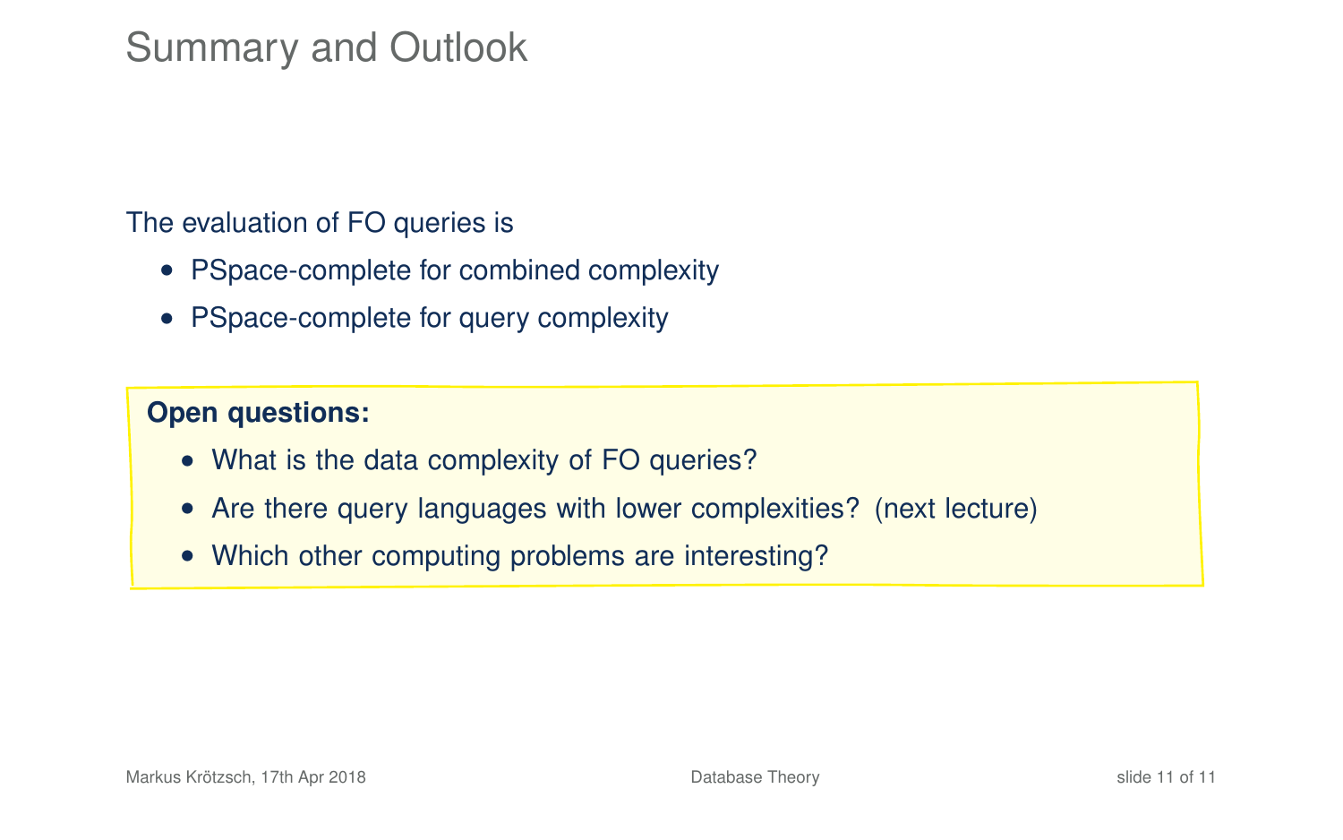# Summary and Outlook

The evaluation of FO queries is

- PSpace-complete for combined complexity
- PSpace-complete for query complexity

**Open questions:**

- What is the data complexity of FO queries?
- Are there query languages with lower complexities? (next lecture)
- Which other computing problems are interesting?